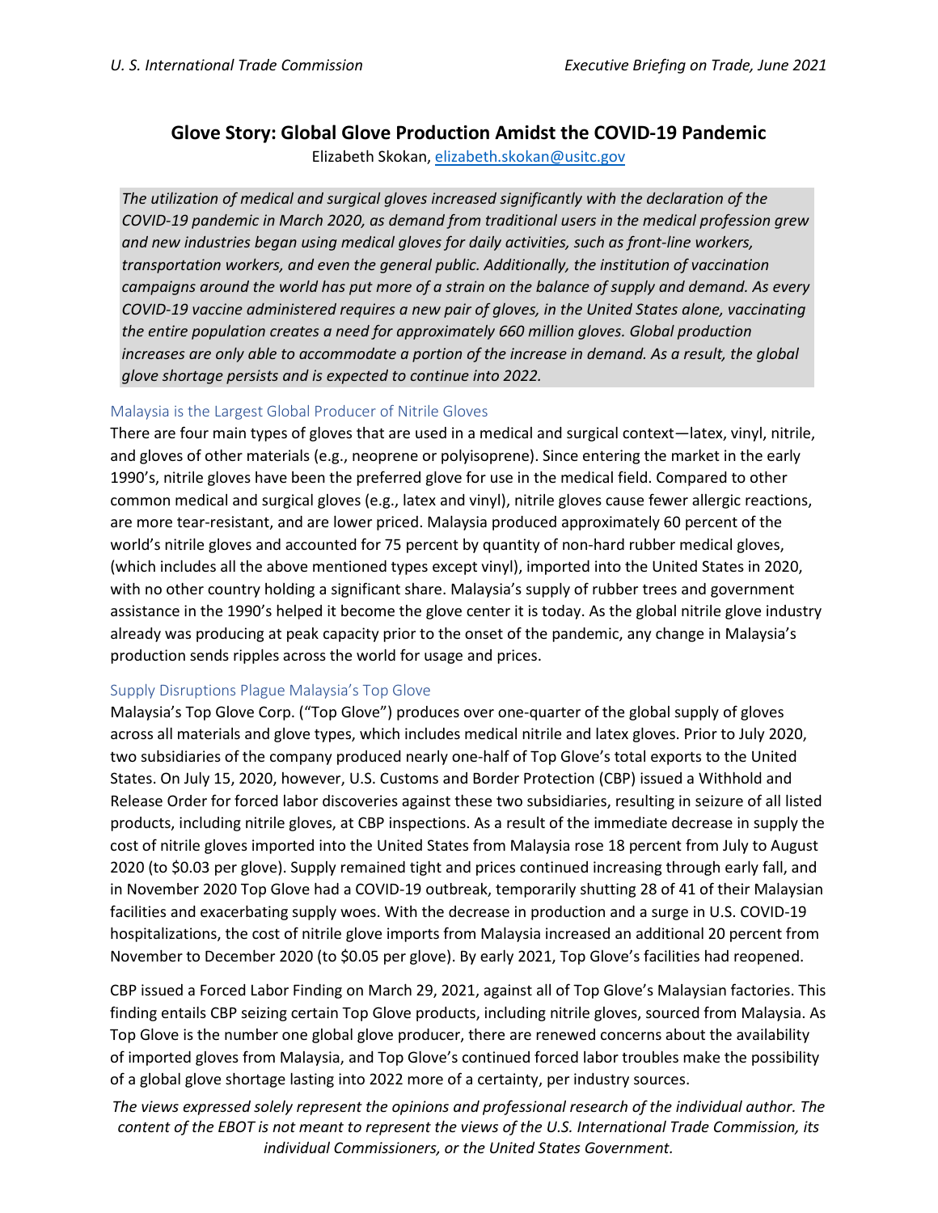# Glove Story: Global Glove Production Amidst the COVID-19 Pandemic

Elizabeth Skokan, elizabeth.skokan@usitc.gov

*The utilization of medical and surgical gloves increased significantly with the declaration of the COVID-19 pandemic in March 2020, as demand from traditional users in the medical profession grew and new industries began using medical gloves for daily activities, such as front-line workers, transportation workers, and even the general public. Additionally, the institution of vaccination campaigns around the world has put more of a strain on the balance of supply and demand. As every COVID-19 vaccine administered requires a new pair of gloves, in the United States alone, vaccinating the entire population creates a need for approximately 660 million gloves. Global production increases are only able to accommodate a portion of the increase in demand. As a result, the global glove shortage persists and is expected to continue into 2022.*

## Malaysia is the Largest Global Producer of Nitrile Gloves

There are four main types of gloves that are used in a medical and surgical context—latex, vinyl, nitrile, and gloves of other materials (e.g., neoprene or polyisoprene). Since entering the market in the early 1990's, nitrile gloves have been the preferred glove for use in the medical field. Compared to other common medical and surgical gloves (e.g., latex and vinyl), nitrile gloves cause fewer allergic reactions, are more tear-resistant, and are lower priced. Malaysia produced approximately 60 percent of the world's nitrile gloves and accounted for 75 percent by quantity of non-hard rubber medical gloves, (which includes all the above mentioned types except vinyl), imported into the United States in 2020, with no other country holding a significant share. Malaysia's supply of rubber trees and government assistance in the 1990's helped it become the glove center it is today. As the global nitrile glove industry already was producing at peak capacity prior to the onset of the pandemic, any change in Malaysia's production sends ripples across the world for usage and prices.

## Supply Disruptions Plague Malaysia's Top Glove

Malaysia's Top Glove Corp. ("Top Glove") produces over one-quarter of the global supply of gloves across all materials and glove types, which includes medical nitrile and latex gloves. Prior to July 2020, two subsidiaries of the company produced nearly one-half of Top Glove's total exports to the United States. On July 15, 2020, however, U.S. Customs and Border Protection (CBP) issued a Withhold and Release Order for forced labor discoveries against these two subsidiaries, resulting in seizure of all listed products, including nitrile gloves, at CBP inspections. As a result of the immediate decrease in supply the cost of nitrile gloves imported into the United States from Malaysia rose 18 percent from July to August 2020 (to $0.03 per glove). Supply remained tight and prices continued increasing through early fall, and in November 2020 Top Glove had a COVID-19 outbreak, temporarily shutting 28 of 41 of their Malaysian facilities and exacerbating supply woes. With the decrease in production and a surge in U.S. COVID-19 hospitalizations, the cost of nitrile glove imports from Malaysia increased an additional 20 percent from November to December 2020 (to $0.05 per glove). By early 2021, Top Glove's facilities had reopened.

CBP issued a Forced Labor Finding on March 29, 2021, against all of Top Glove's Malaysian factories. This finding entails CBP seizing certain Top Glove products, including nitrile gloves, sourced from Malaysia. As Top Glove is the number one global glove producer, there are renewed concerns about the availability of imported gloves from Malaysia, and Top Glove's continued forced labor troubles make the possibility of a global glove shortage lasting into 2022 more of a certainty, per industry sources.

*The views expressed solely represent the opinions and professional research of the individual author. The content of the EBOT is not meant to represent the views of the U.S. International Trade Commission, its individual Commissioners, or the United States Government.*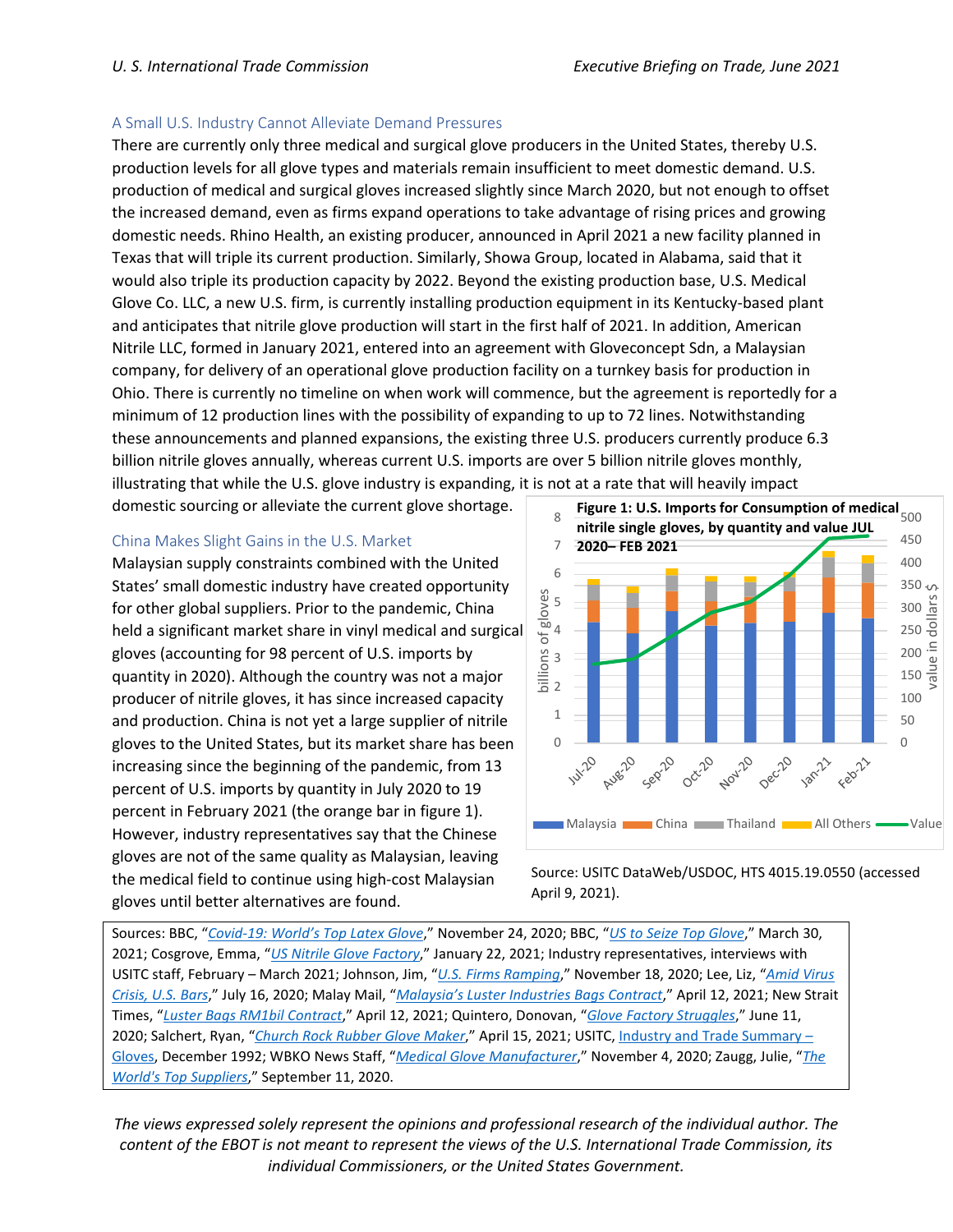## A Small U.S. Industry Cannot Alleviate Demand Pressures

There are currently only three medical and surgical glove producers in the United States, thereby U.S. production levels for all glove types and materials remain insufficient to meet domestic demand. U.S. production of medical and surgical gloves increased slightly since March 2020, but not enough to offset the increased demand, even as firms expand operations to take advantage of rising prices and growing domestic needs. Rhino Health, an existing producer, announced in April 2021 a new facility planned in Texas that will triple its current production. Similarly, Showa Group, located in Alabama, said that it would also triple its production capacity by 2022. Beyond the existing production base, U.S. Medical Glove Co. LLC, a new U.S. firm, is currently installing production equipment in its Kentucky-based plant and anticipates that nitrile glove production will start in the first half of 2021. In addition, American Nitrile LLC, formed in January 2021, entered into an agreement with Gloveconcept Sdn, a Malaysian company, for delivery of an operational glove production facility on a turnkey basis for production in Ohio. There is currently no timeline on when work will commence, but the agreement is reportedly for a minimum of 12 production lines with the possibility of expanding to up to 72 lines. Notwithstanding these announcements and planned expansions, the existing three U.S. producers currently produce 6.3 billion nitrile gloves annually, whereas current U.S. imports are over 5 billion nitrile gloves monthly, illustrating that while the U.S. glove industry is expanding, it is not at a rate that will heavily impact domestic sourcing or alleviate the current glove shortage.

## China Makes Slight Gains in the U.S. Market

Malaysian supply constraints combined with the United States' small domestic industry have created opportunity for other global suppliers. Prior to the pandemic, China held a significant market share in vinyl medical and surgical gloves (accounting for 98 percent of U.S. imports by quantity in 2020). Although the country was not a major producer of nitrile gloves, it has since increased capacity and production. China is not yet a large supplier of nitrile gloves to the United States, but its market share has been increasing since the beginning of the pandemic, from 13 percent of U.S. imports by quantity in July 2020 to 19 percent in February 2021 (the orange bar in figure 1). However, industry representatives say that the Chinese gloves are not of the same quality as Malaysian, leaving the medical field to continue using high-cost Malaysian gloves until better alternatives are found.

**Figure 1: U.S. Imports for Consumption of medical nitrile single gloves, by quantity and value JUL 2020– FEB 2021**

billions of gloves: 0, 1, 2, 3, 4, 5, 6, 7, 8
value in dollars $: 0, 50, 100, 150, 200, 250, 300, 350, 400, 450, 500
Jul-20, Aug-20, Sep-20, Oct-20, Nov-20, Dec-20, Jan-21, Feb-21
Malaysia, China, Thailand, All Others, Value

Source: USITC DataWeb/USDOC, HTS 4015.19.0550 (accessed April 9, 2021).

Sources: BBC, "Covid-19: World's Top Latex Glove," November 24, 2020; BBC, "US to Seize Top Glove," March 30, 2021; Cosgrove, Emma, "US Nitrile Glove Factory," January 22, 2021; Industry representatives, interviews with USITC staff, February – March 2021; Johnson, Jim, "U.S. Firms Ramping," November 18, 2020; Lee, Liz, "Amid Virus Crisis, U.S. Bars," July 16, 2020; Malay Mail, "Malaysia's Luster Industries Bags Contract," April 12, 2021; New Strait Times, "Luster Bags RM1bil Contract," April 12, 2021; Quintero, Donovan, "Glove Factory Struggles," June 11, 2020; Salchert, Ryan, "Church Rock Rubber Glove Maker," April 15, 2021; USITC, Industry and Trade Summary – Gloves, December 1992; WBKO News Staff, "Medical Glove Manufacturer," November 4, 2020; Zaugg, Julie, "The World's Top Suppliers," September 11, 2020.

*The views expressed solely represent the opinions and professional research of the individual author. The content of the EBOT is not meant to represent the views of the U.S. International Trade Commission, its individual Commissioners, or the United States Government.*